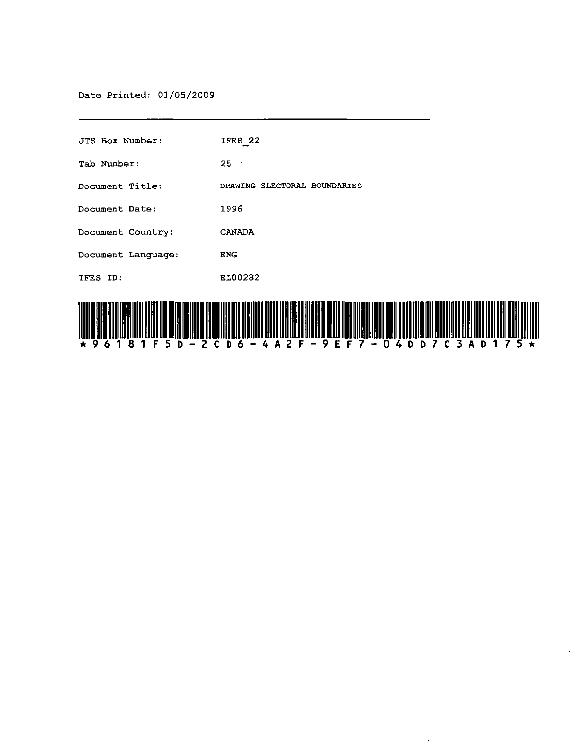Date Printed: 01/05/2009

| | |
|---|---|
| JTS Box Number: | IFES_22 |
| Tab Number: | 25 |
| Document Title: | DRAWING ELECTORAL BOUNDARIES |
| Document Date: | 1996 |
| Document Country: | CANADA |
| Document Language: | ENG |
| IFES ID: | EL00282 |

*96181F5D-2CD6-4A2F-9EF7-04DD7C3AD175*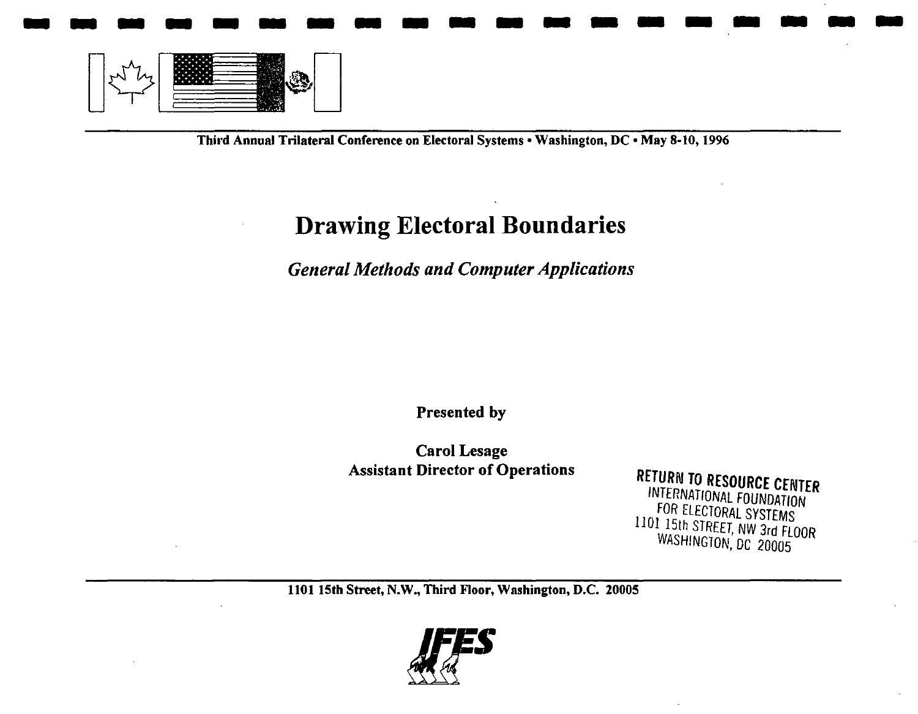Third Annual Trilateral Conference on Electoral Systems • Washington, DC • May 8-10, 1996

# Drawing Electoral Boundaries

*General Methods and Computer Applications*

**Presented by**

**Carol Lesage**
**Assistant Director of Operations**

RETURN TO RESOURCE CENTER
INTERNATIONAL FOUNDATION
FOR ELECTORAL SYSTEMS
1101 15th STREET, NW 3rd FLOOR
WASHINGTON, DC 20005

1101 15th Street, N.W., Third Floor, Washington, D.C. 20005

IFES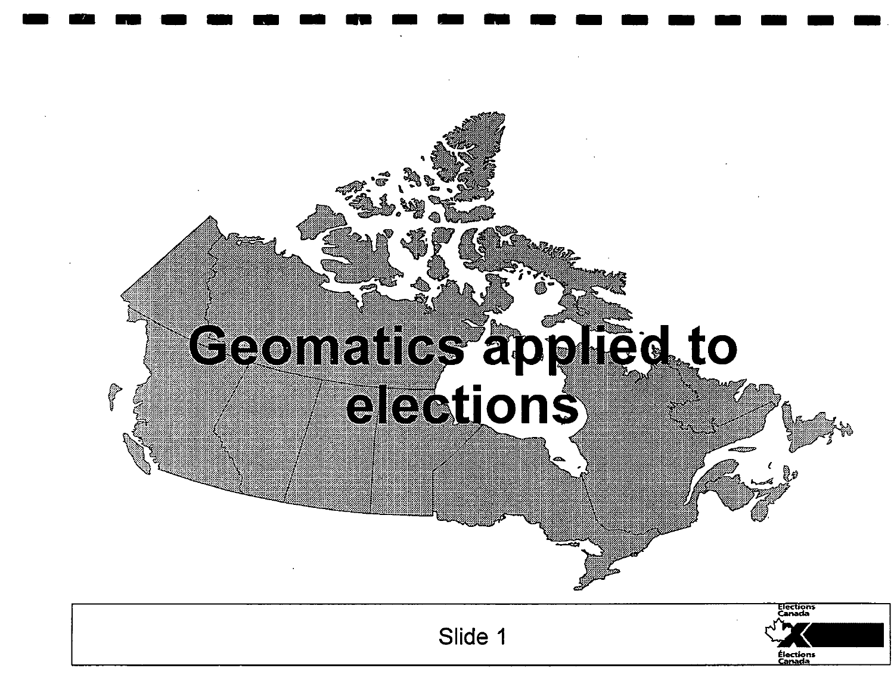# Geomatics applied to elections

Slide 1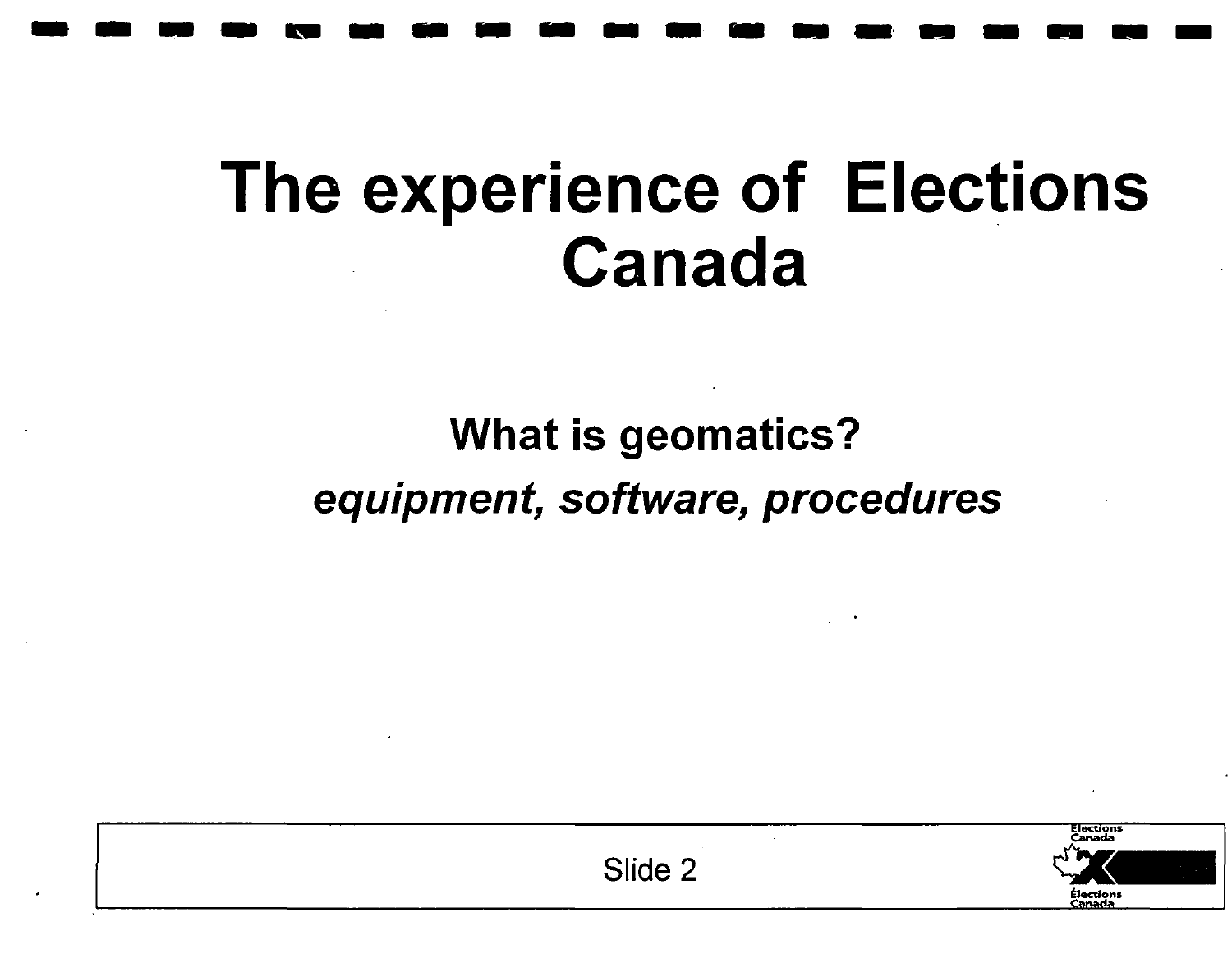# The experience of Elections Canada

## What is geomatics?

***equipment, software, procedures***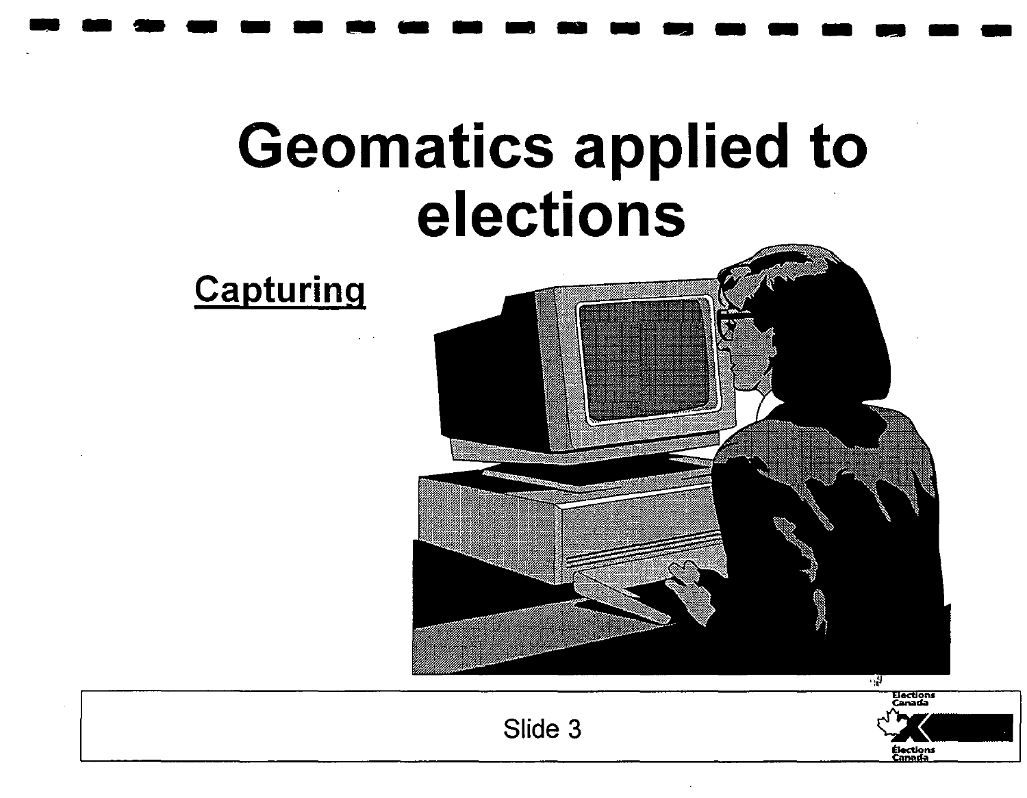# Geomatics applied to elections

**Capturing**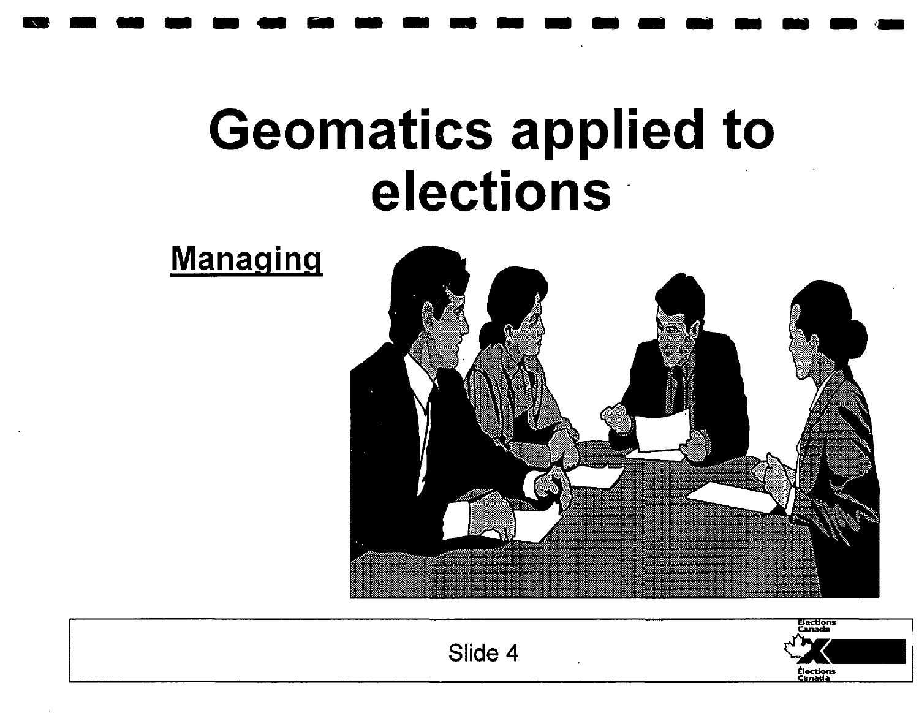# Geomatics applied to elections

**Managing**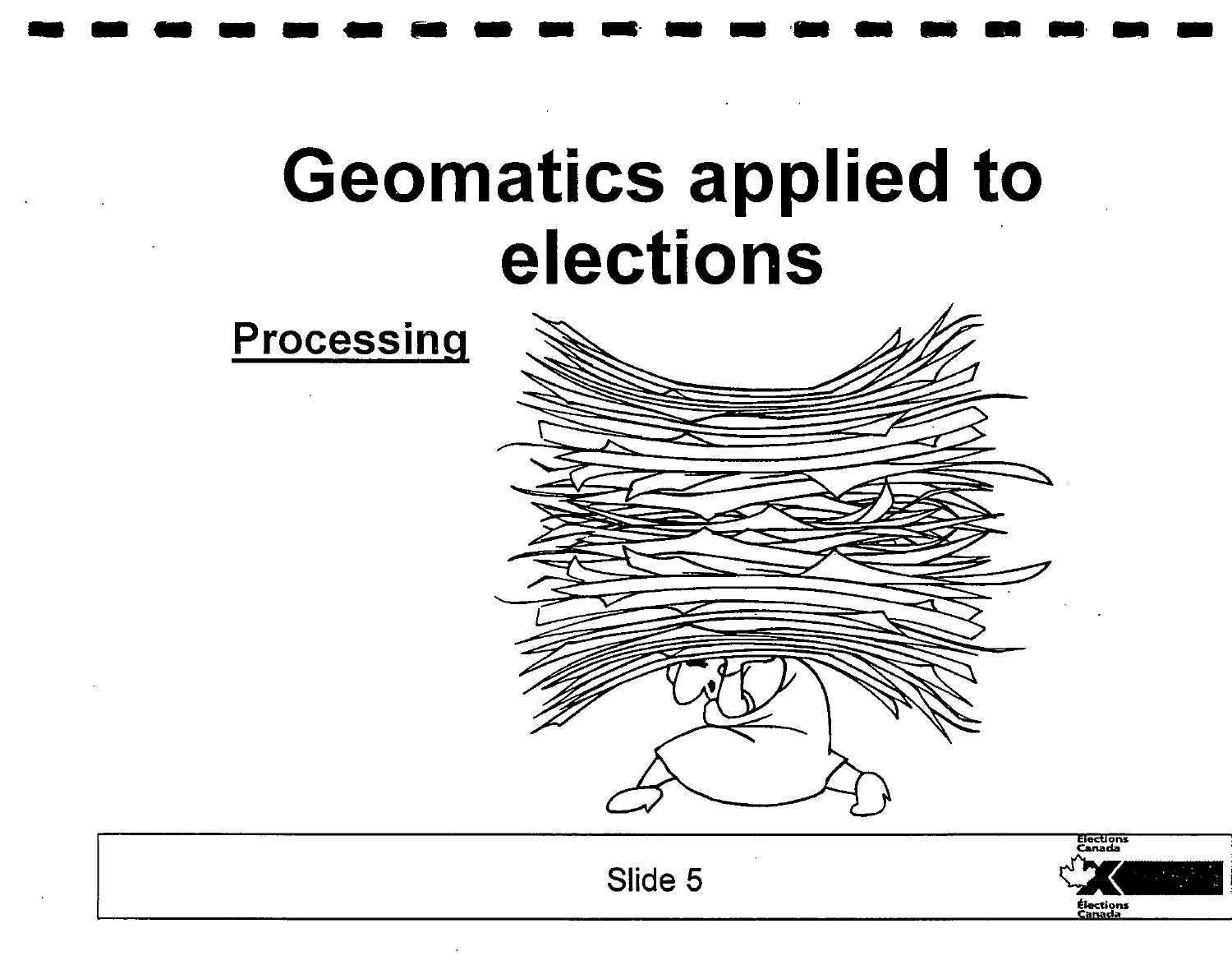# Geomatics applied to elections

**Processing**

Slide 5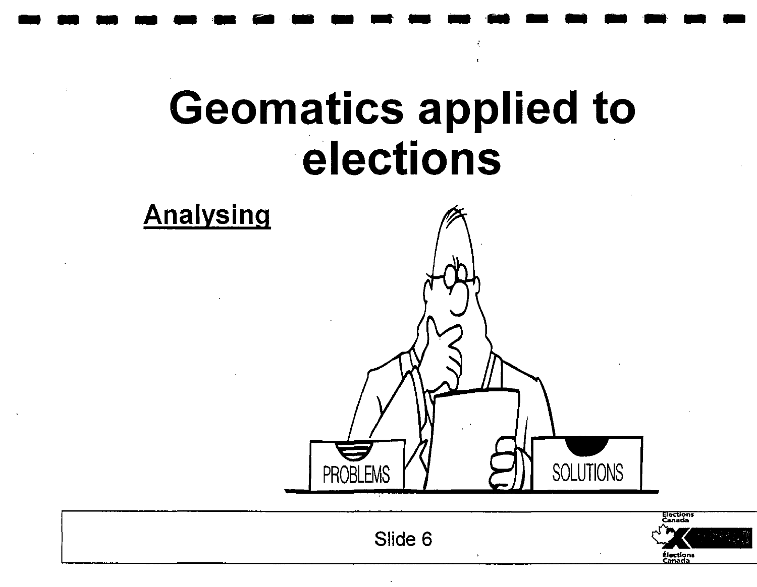# Geomatics applied to elections

**Analysing**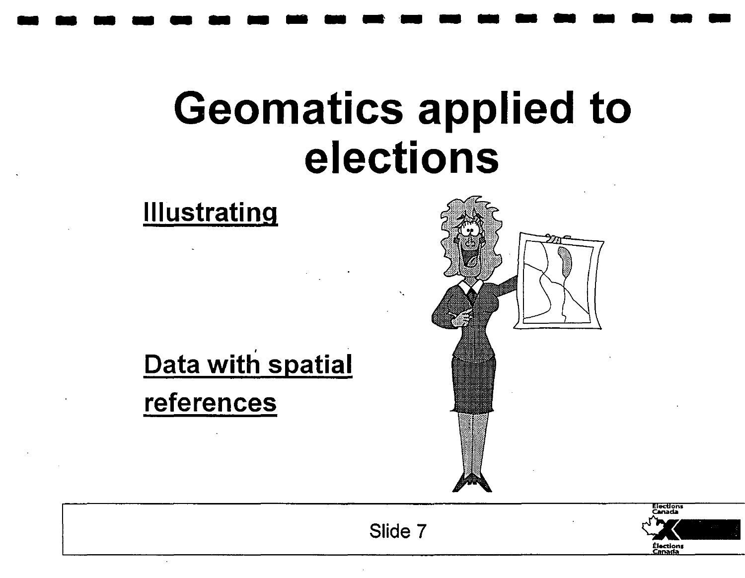# Geomatics applied to elections

<u>**Illustrating**</u>

<u>**Data with spatial references**</u>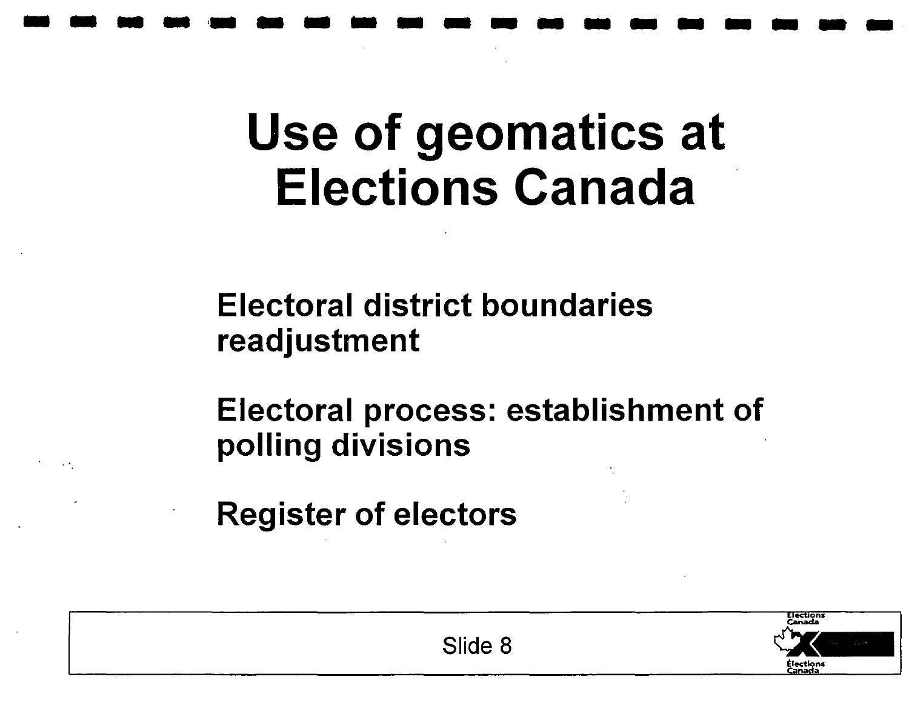# Use of geomatics at Elections Canada

Electoral district boundaries readjustment

Electoral process: establishment of polling divisions

Register of electors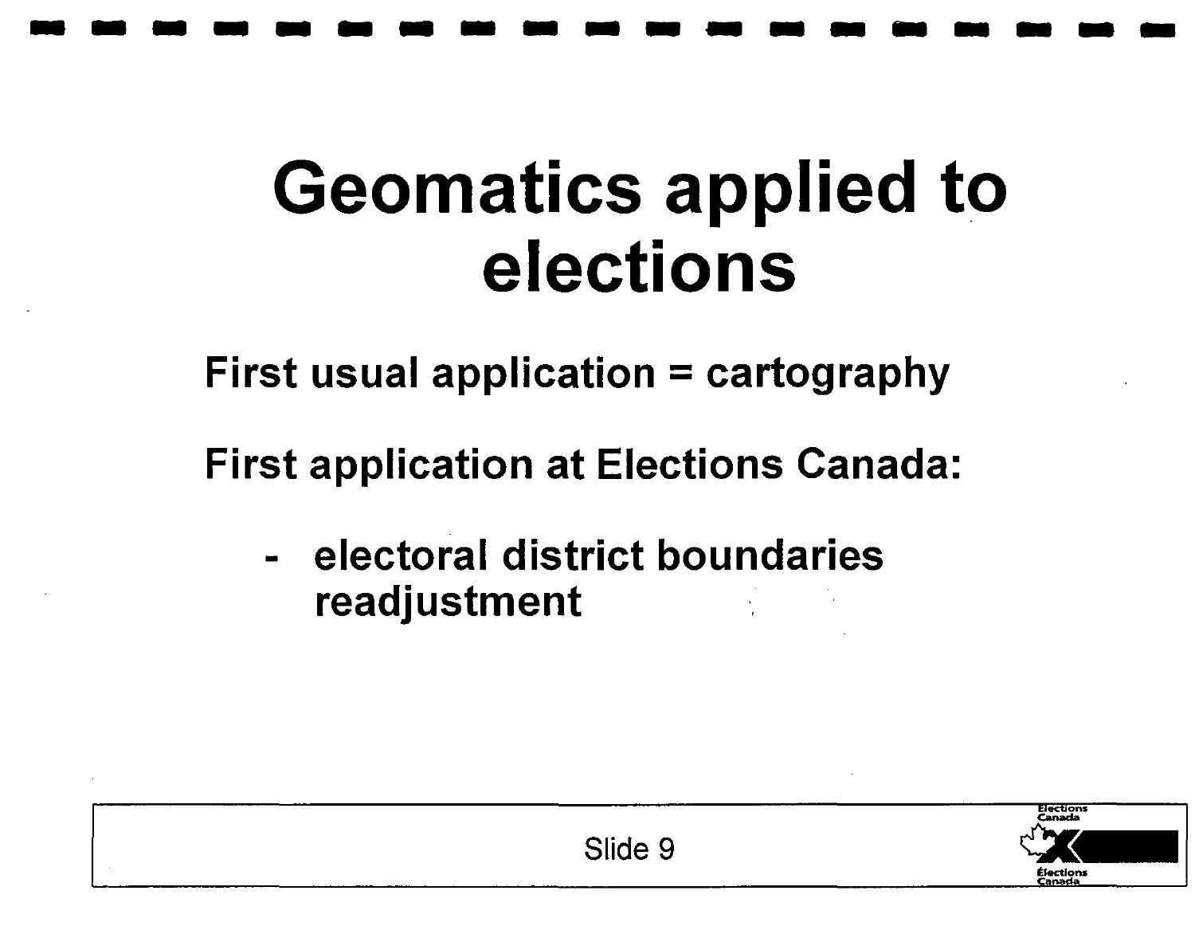# Geomatics applied to elections

**First usual application = cartography**

**First application at Elections Canada:**

- **electoral district boundaries readjustment**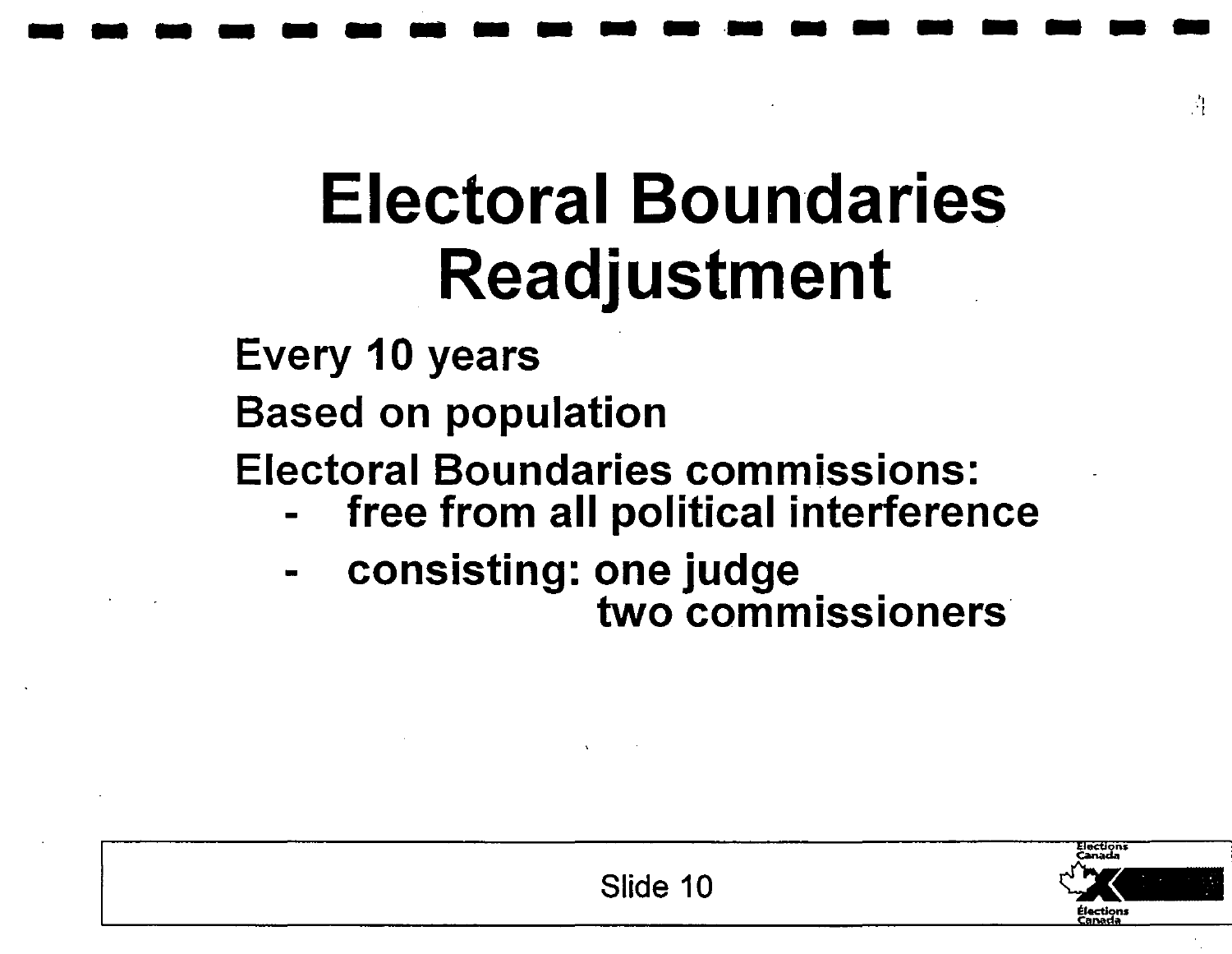# Electoral Boundaries Readjustment

Every 10 years

Based on population

Electoral Boundaries commissions:

- free from all political interference
- consisting: one judge
  two commissioners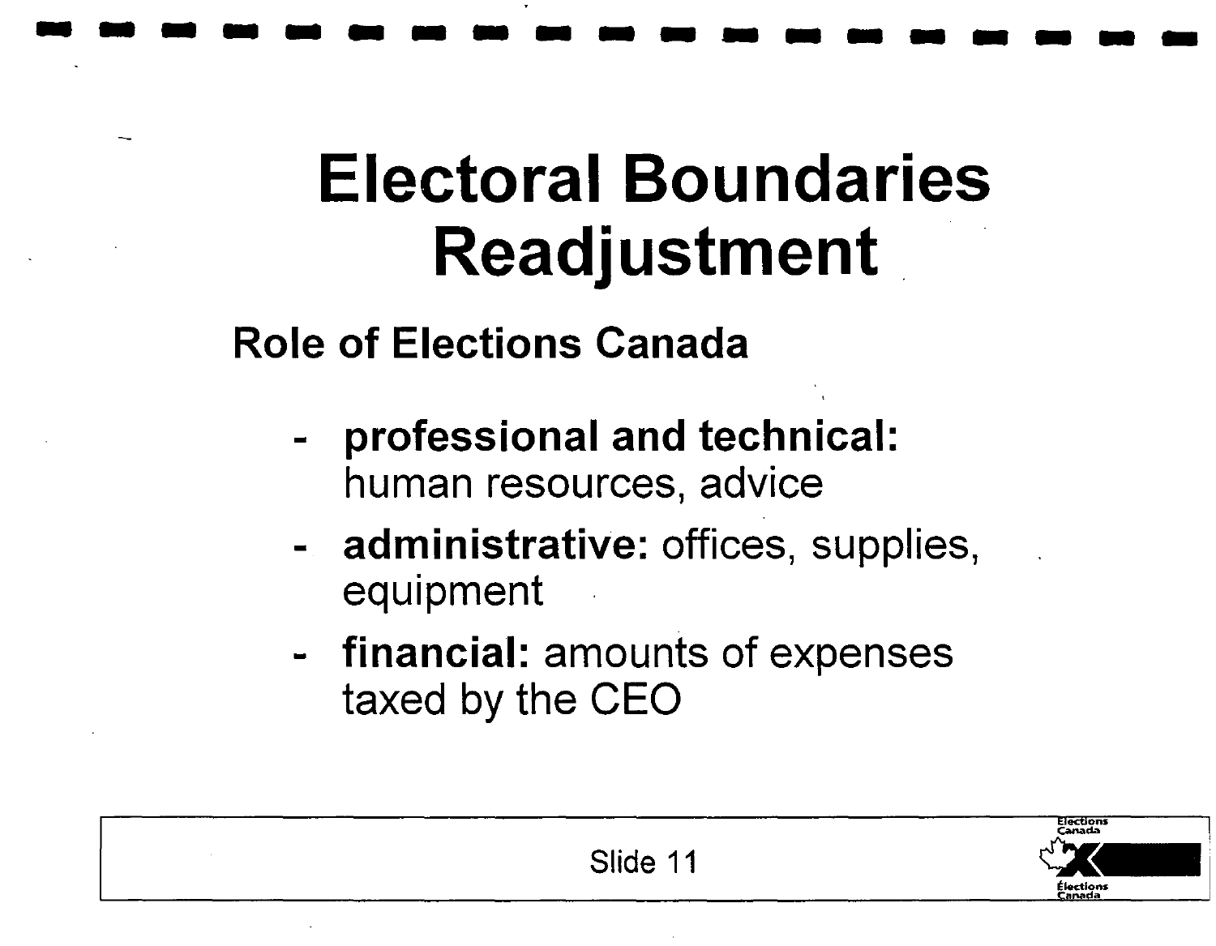# Electoral Boundaries Readjustment

## Role of Elections Canada

- **professional and technical:** human resources, advice
- **administrative:** offices, supplies, equipment
- **financial:** amounts of expenses taxed by the CEO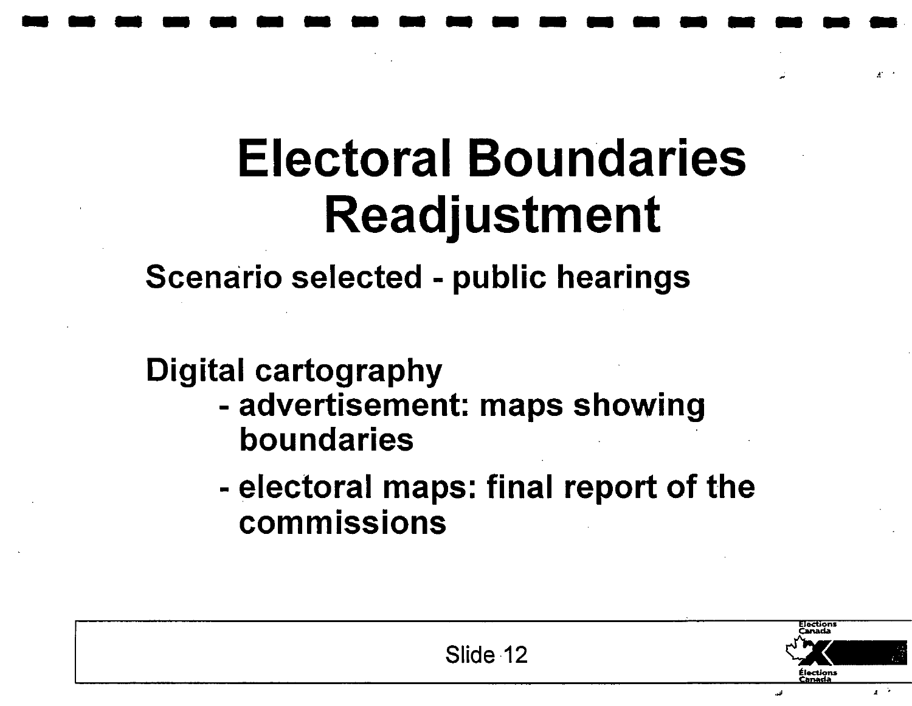# Electoral Boundaries Readjustment

**Scenario selected - public hearings**

**Digital cartography**

- advertisement: maps showing boundaries
- electoral maps: final report of the commissions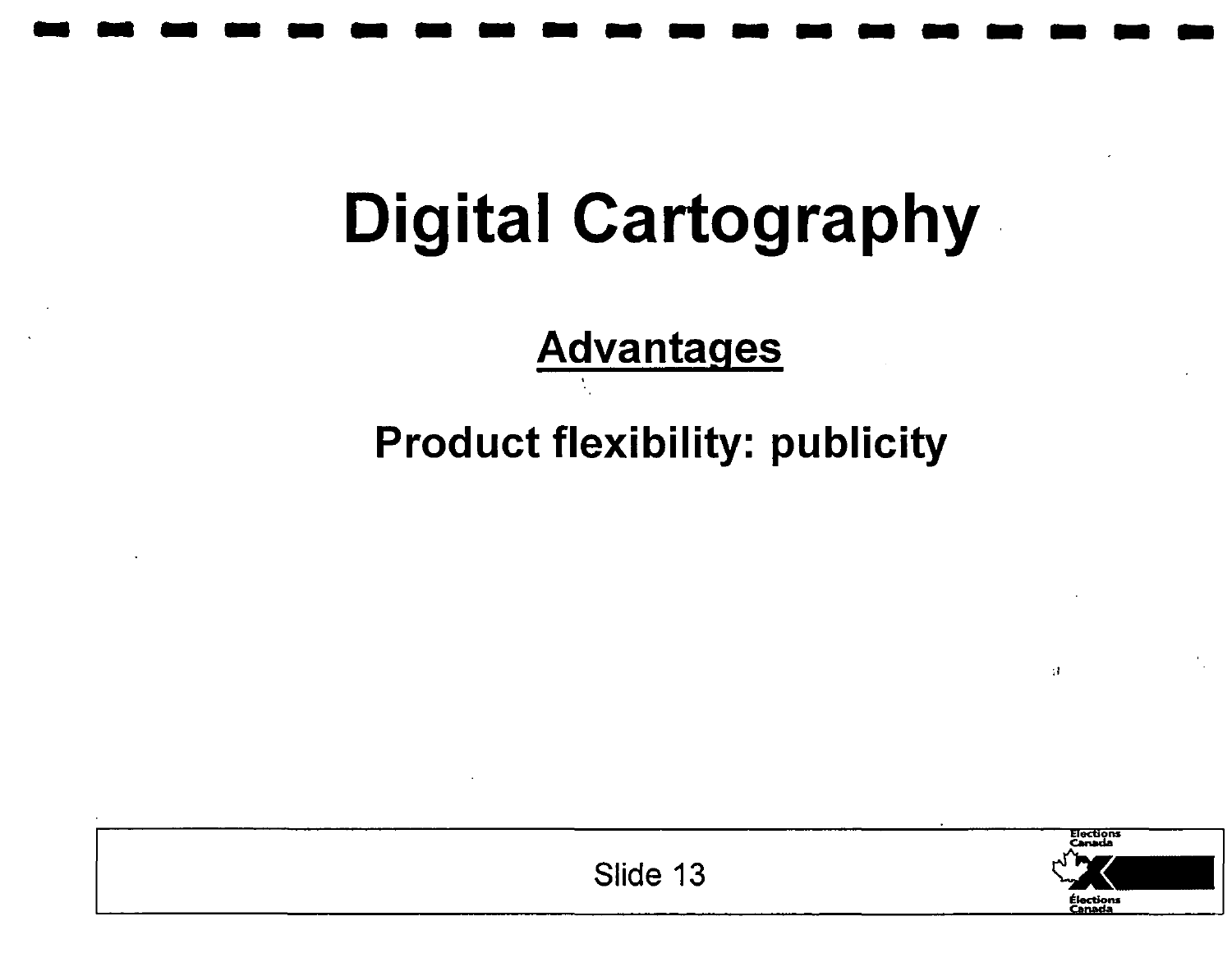# Digital Cartography

## Advantages

**Product flexibility: publicity**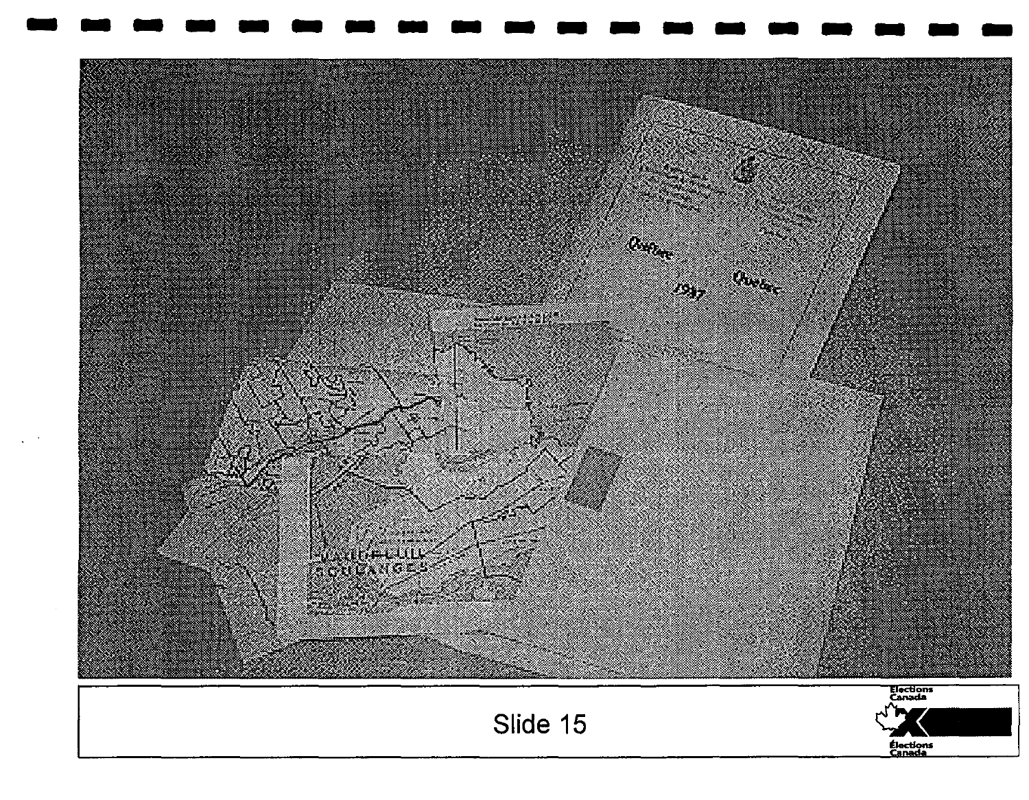Slide 15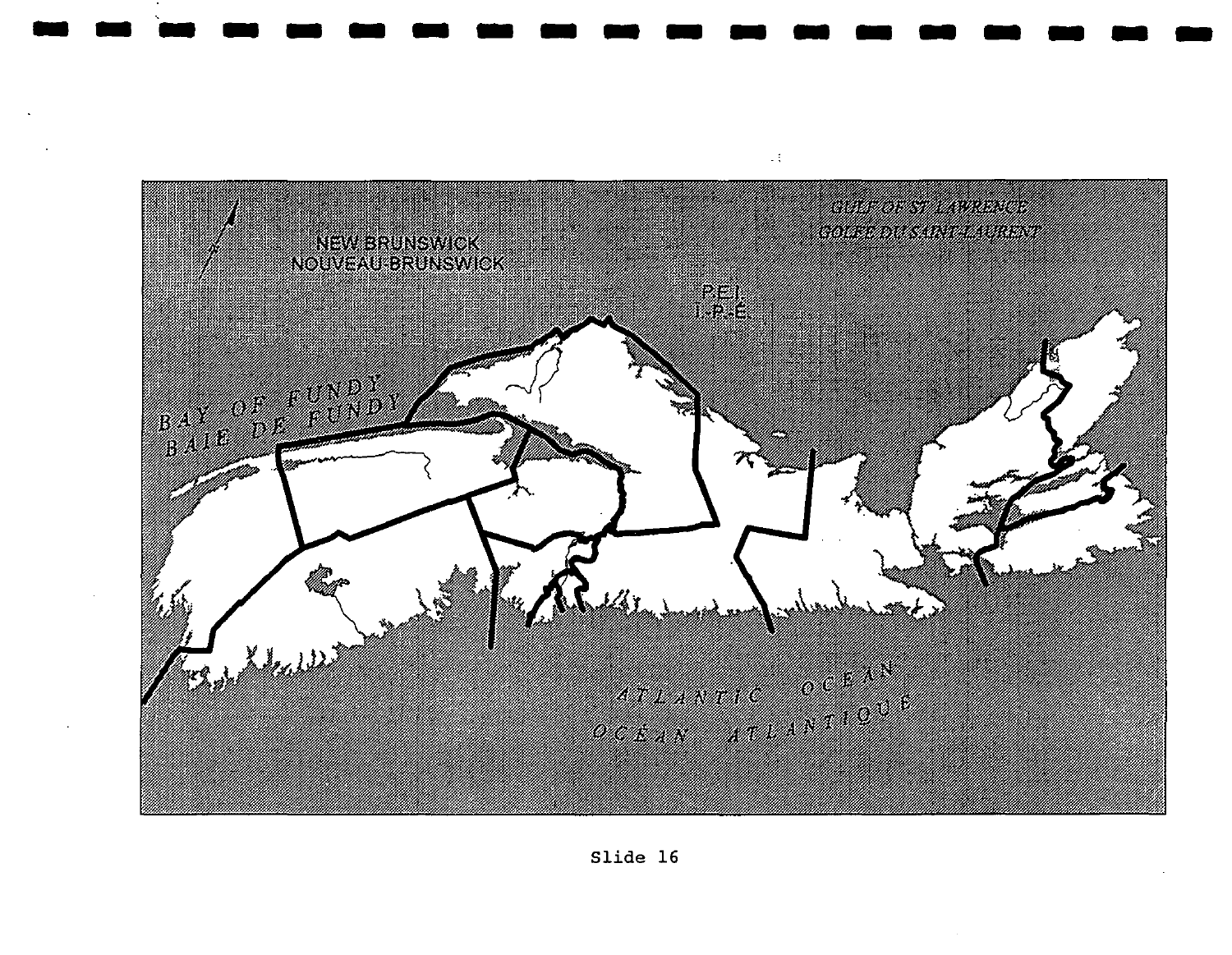NEW BRUNSWICK
NOUVEAU-BRUNSWICK

P.E.I.
Î.-P.-É.

GULF OF ST LAWRENCE
GOLFE DU SAINT-LAURENT

BAY OF FUNDY
BAIE DE FUNDY

ATLANTIC OCEAN
OCÉAN ATLANTIQUE

Slide 16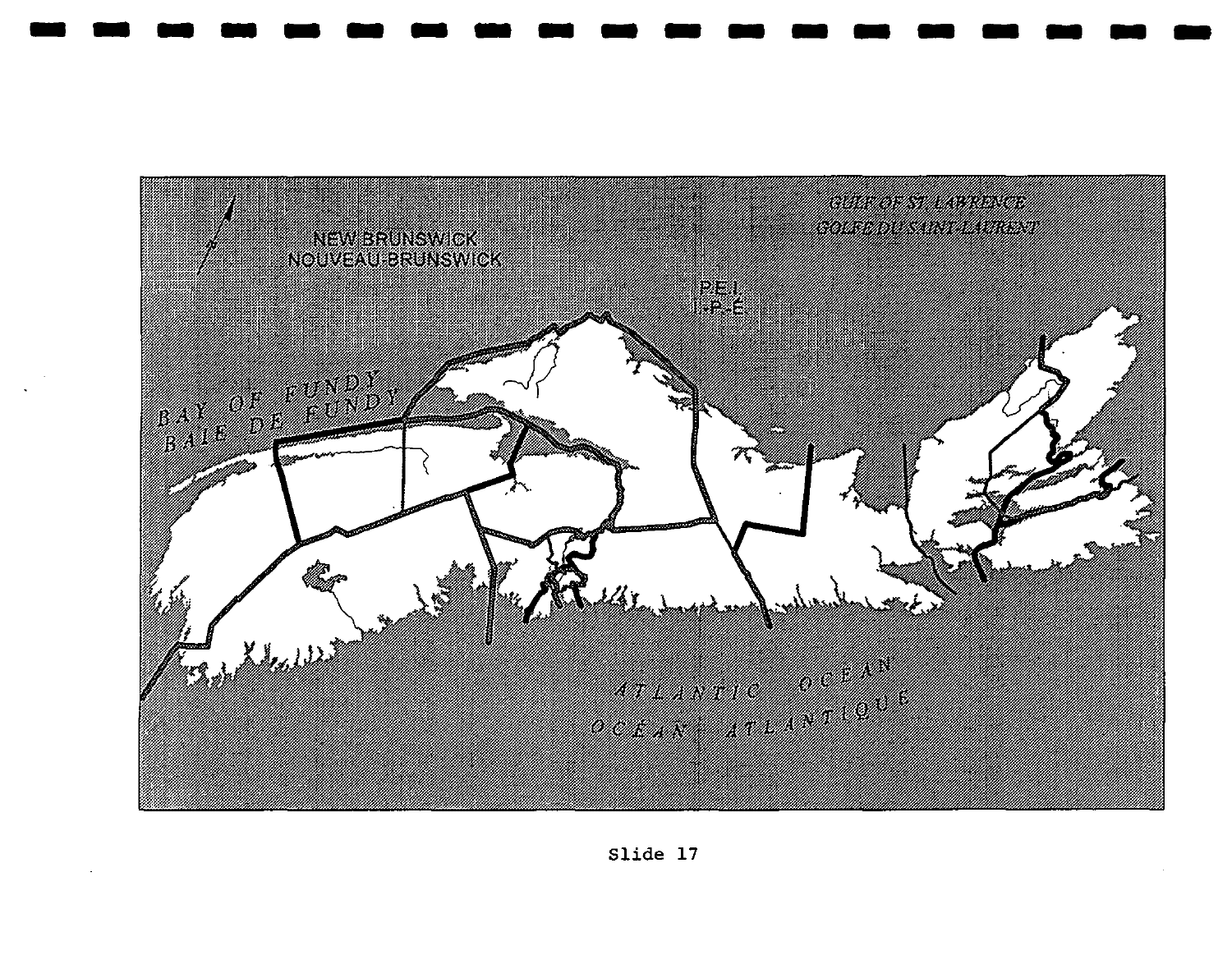NEW BRUNSWICK
NOUVEAU-BRUNSWICK

P.E.I.
I.-P.-É.

GULF OF ST. LAWRENCE
GOLFE DU SAINT-LAURENT

BAY OF FUNDY
BAIE DE FUNDY

ATLANTIC OCEAN
OCÉAN ATLANTIQUE

Slide 17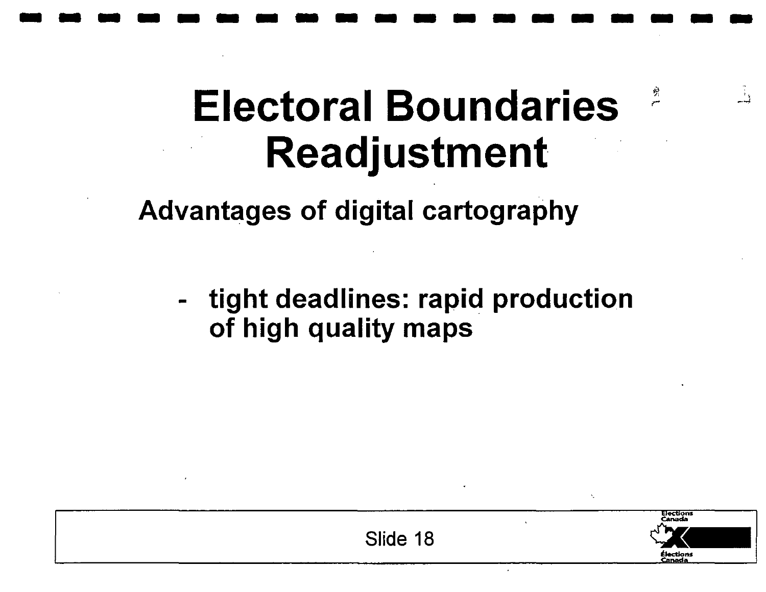# Electoral Boundaries Readjustment

## Advantages of digital cartography

- tight deadlines: rapid production of high quality maps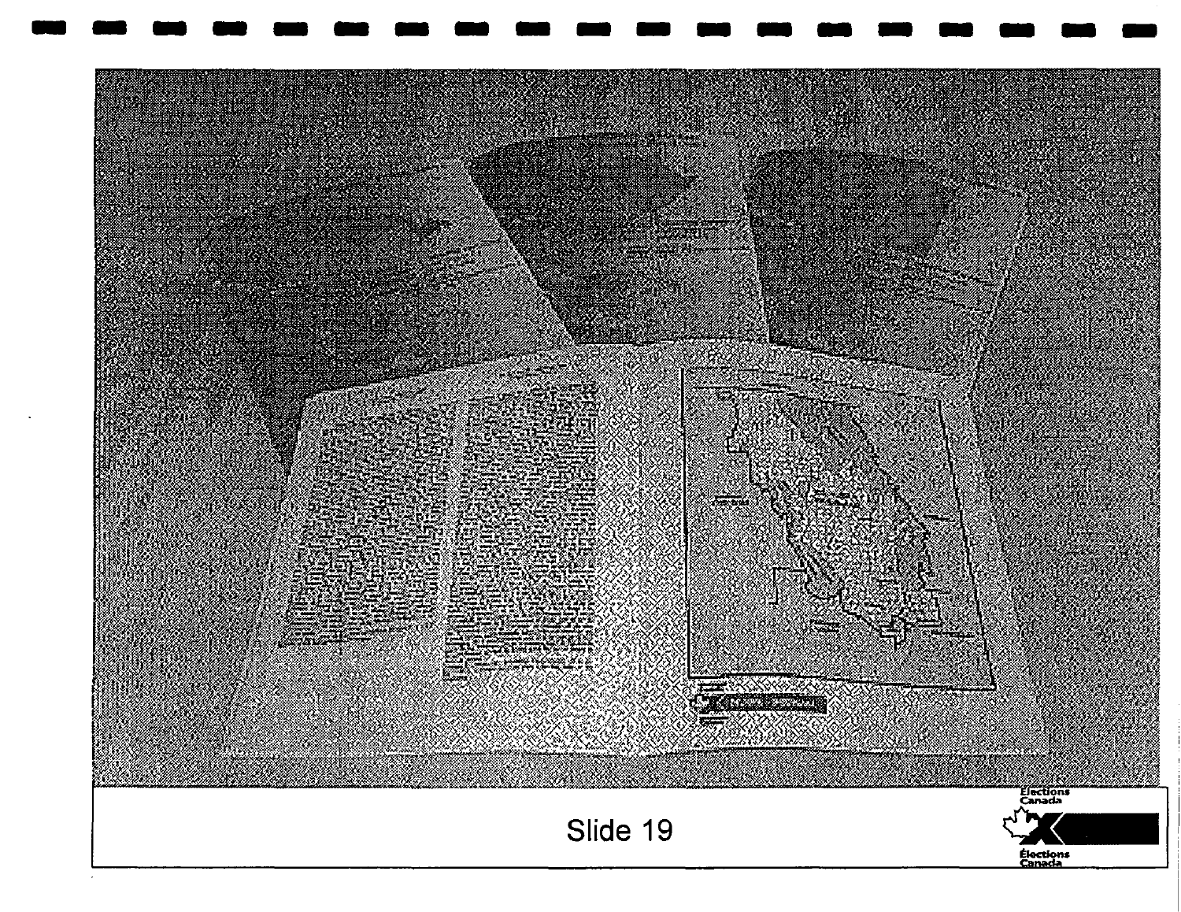Slide 19

Élections Canada

Elections Canada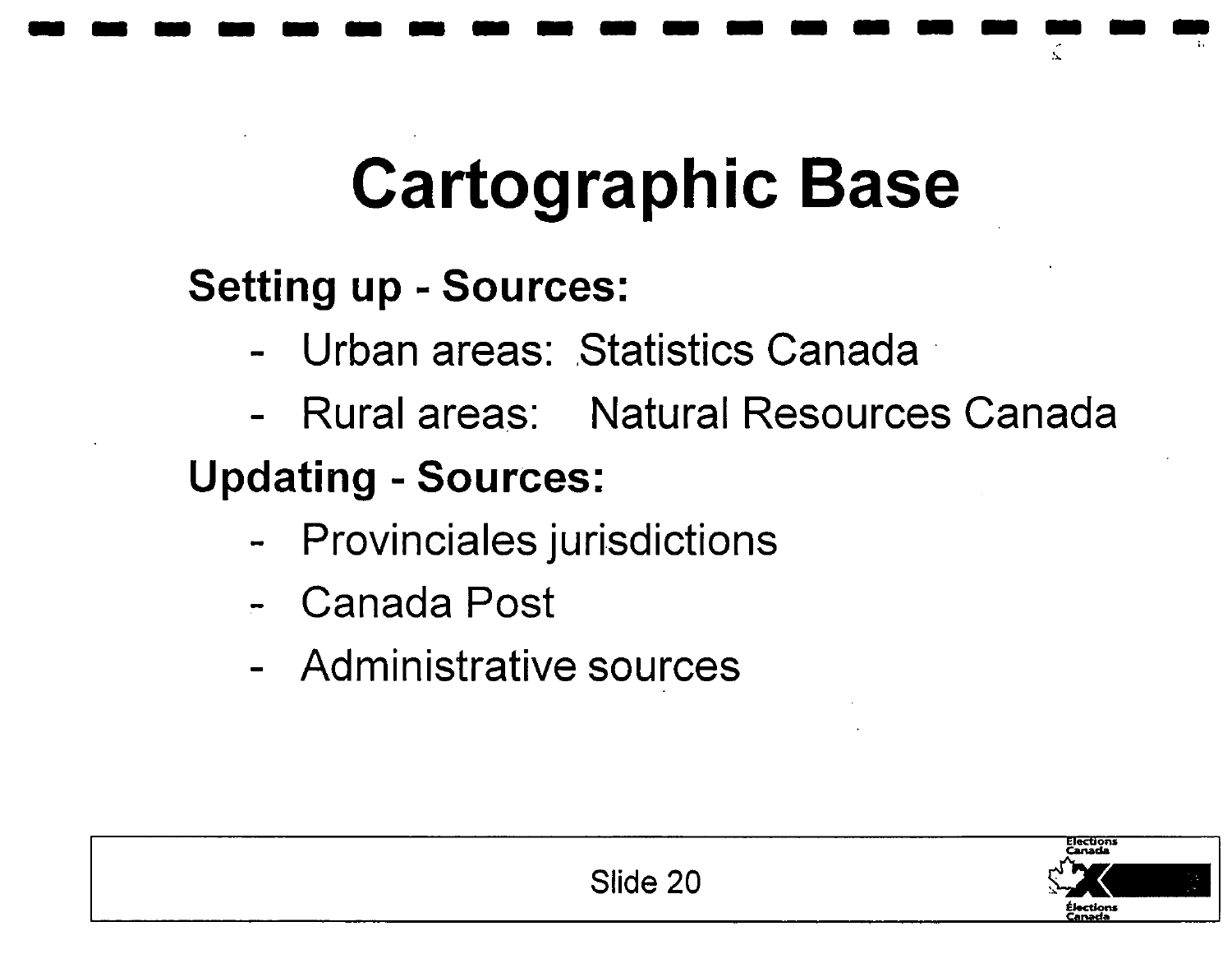# Cartographic Base

**Setting up - Sources:**

- Urban areas: Statistics Canada
- Rural areas: Natural Resources Canada

**Updating - Sources:**

- Provinciales jurisdictions
- Canada Post
- Administrative sources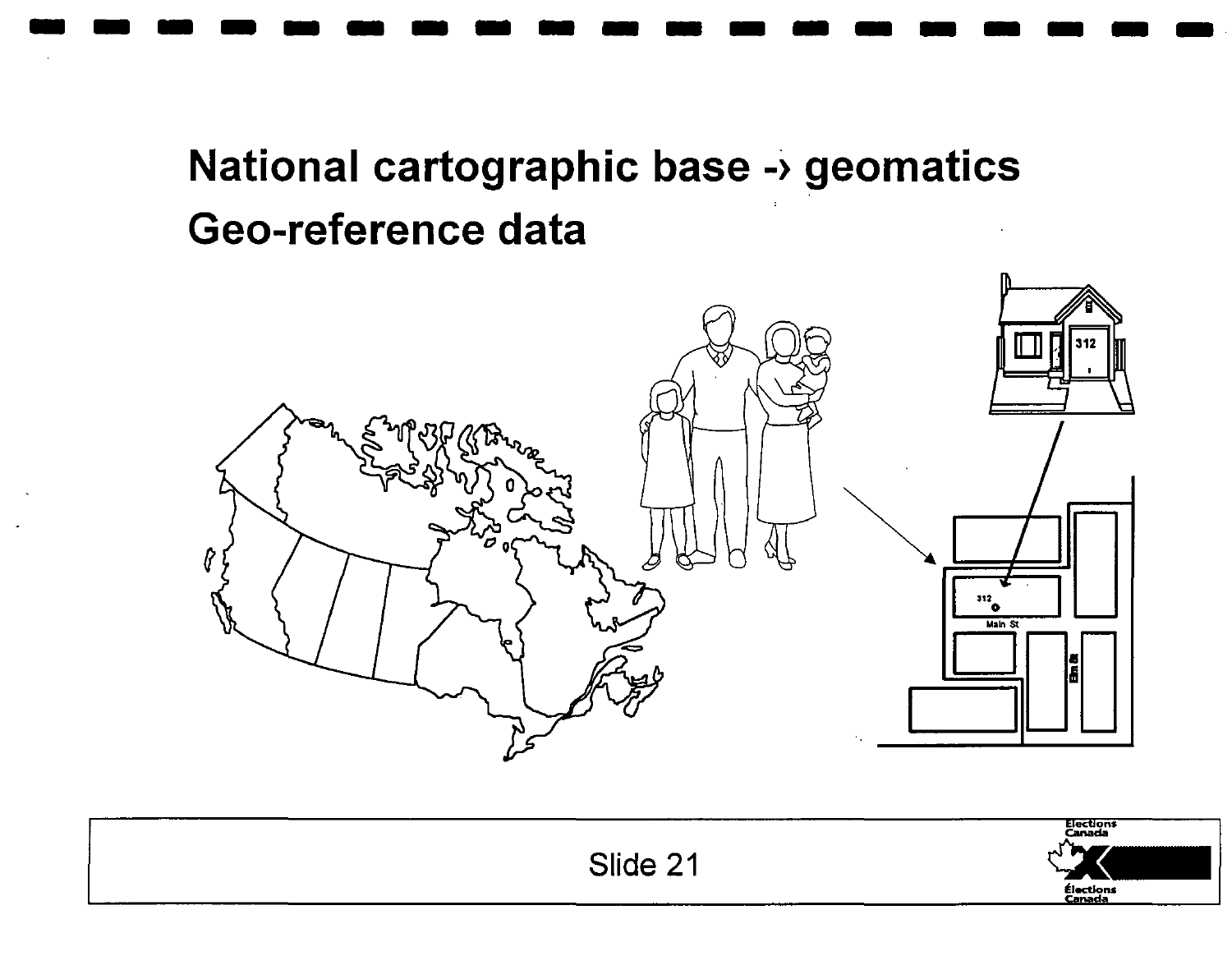# National cartographic base -› geomatics

# Geo-reference data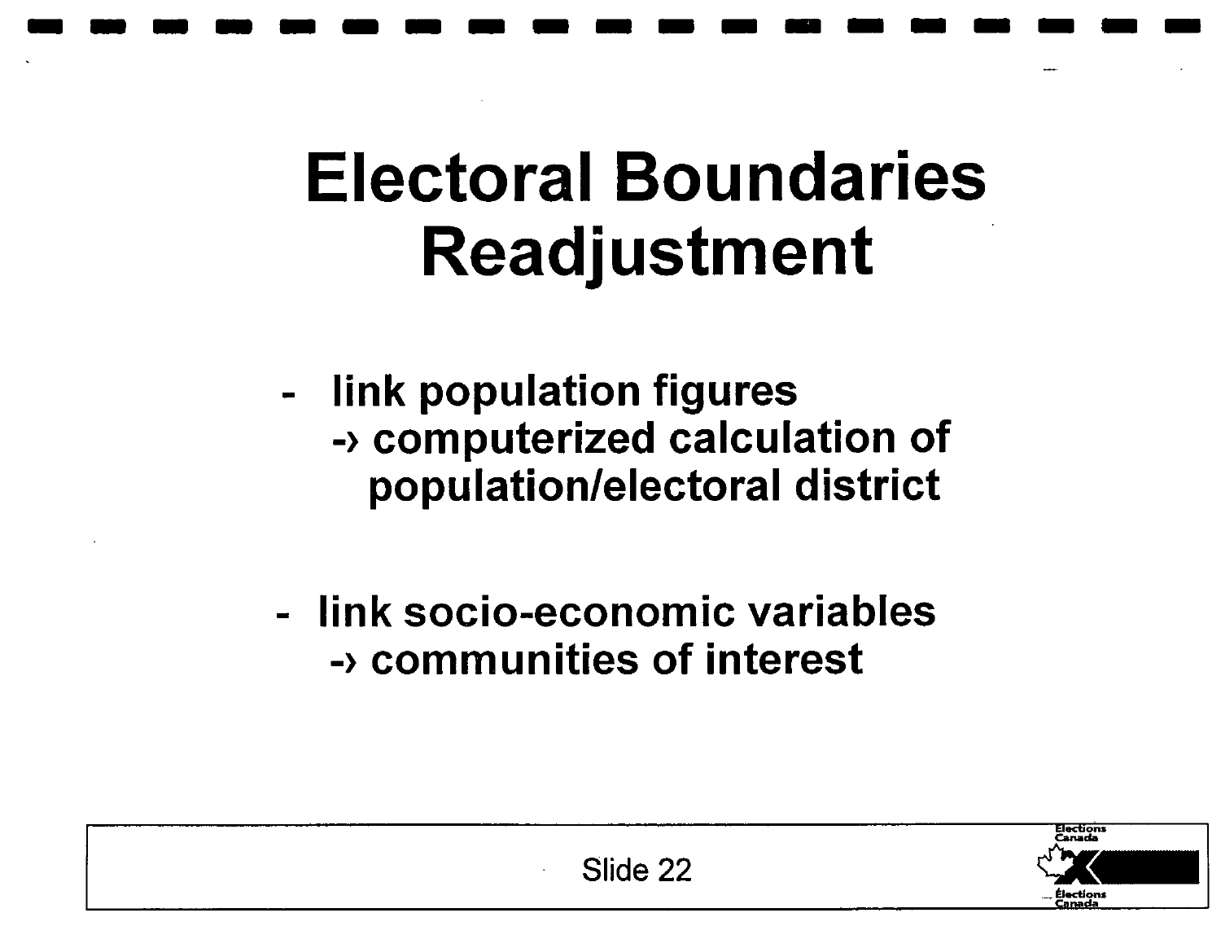# Electoral Boundaries Readjustment

- link population figures
  -› computerized calculation of population/electoral district

- link socio-economic variables
  -› communities of interest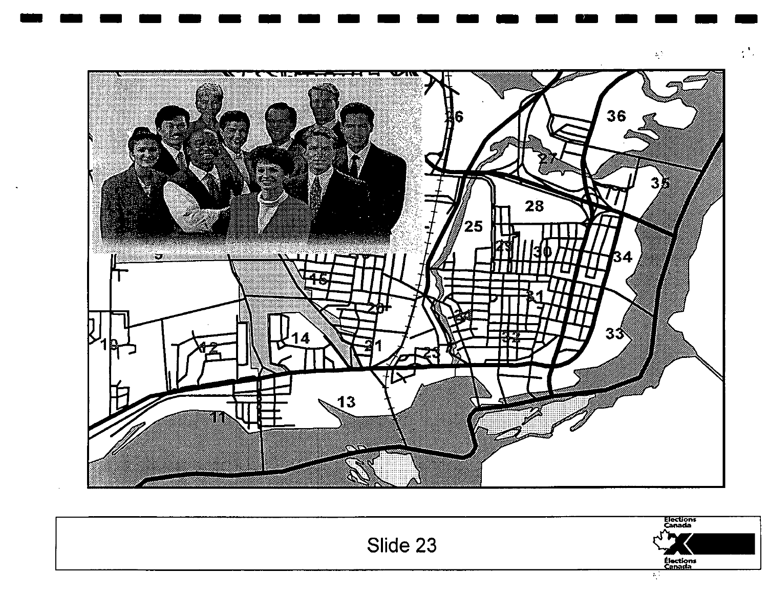Slide 23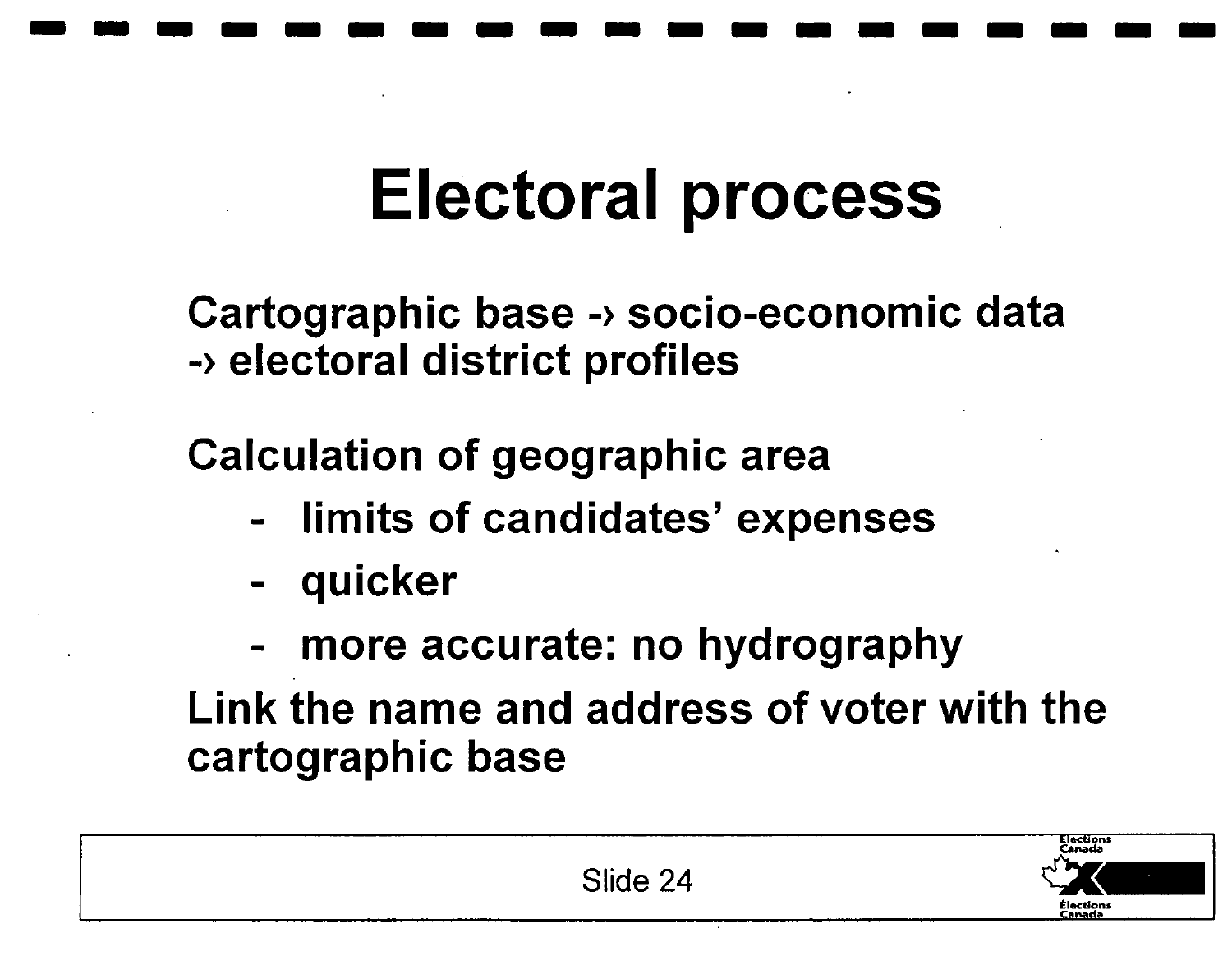# Electoral process

Cartographic base -› socio-economic data -› electoral district profiles

Calculation of geographic area

- limits of candidates' expenses
- quicker
- more accurate: no hydrography

Link the name and address of voter with the cartographic base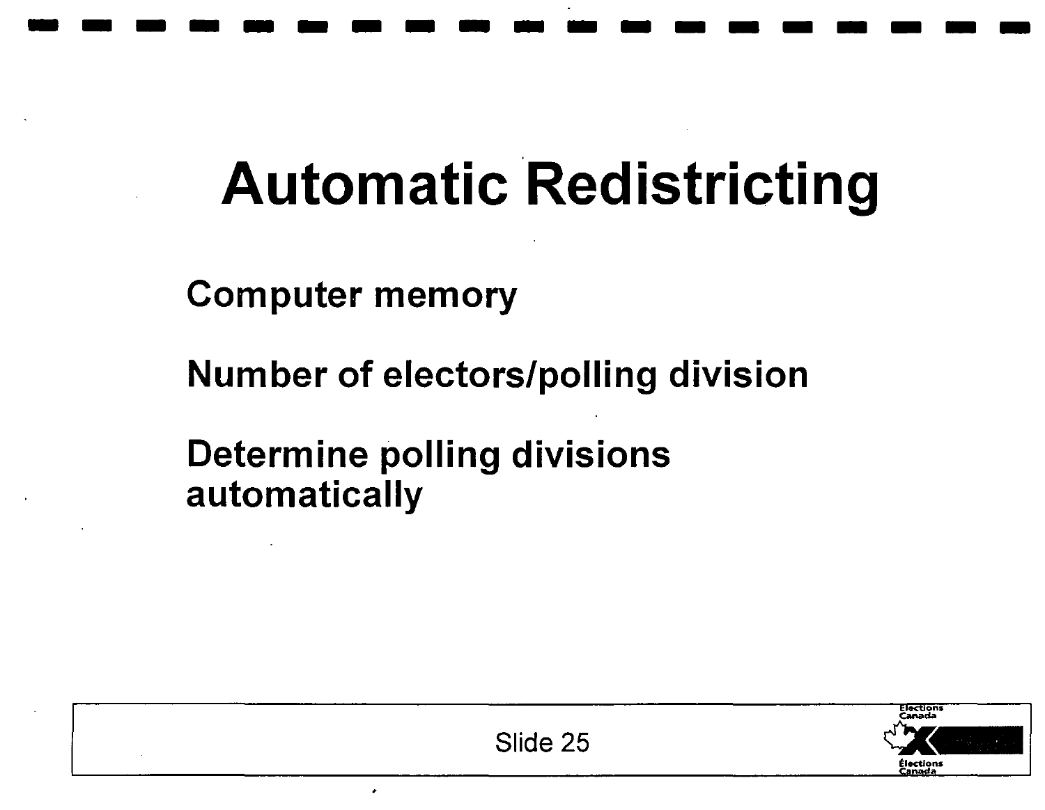# Automatic Redistricting

Computer memory

Number of electors/polling division

Determine polling divisions automatically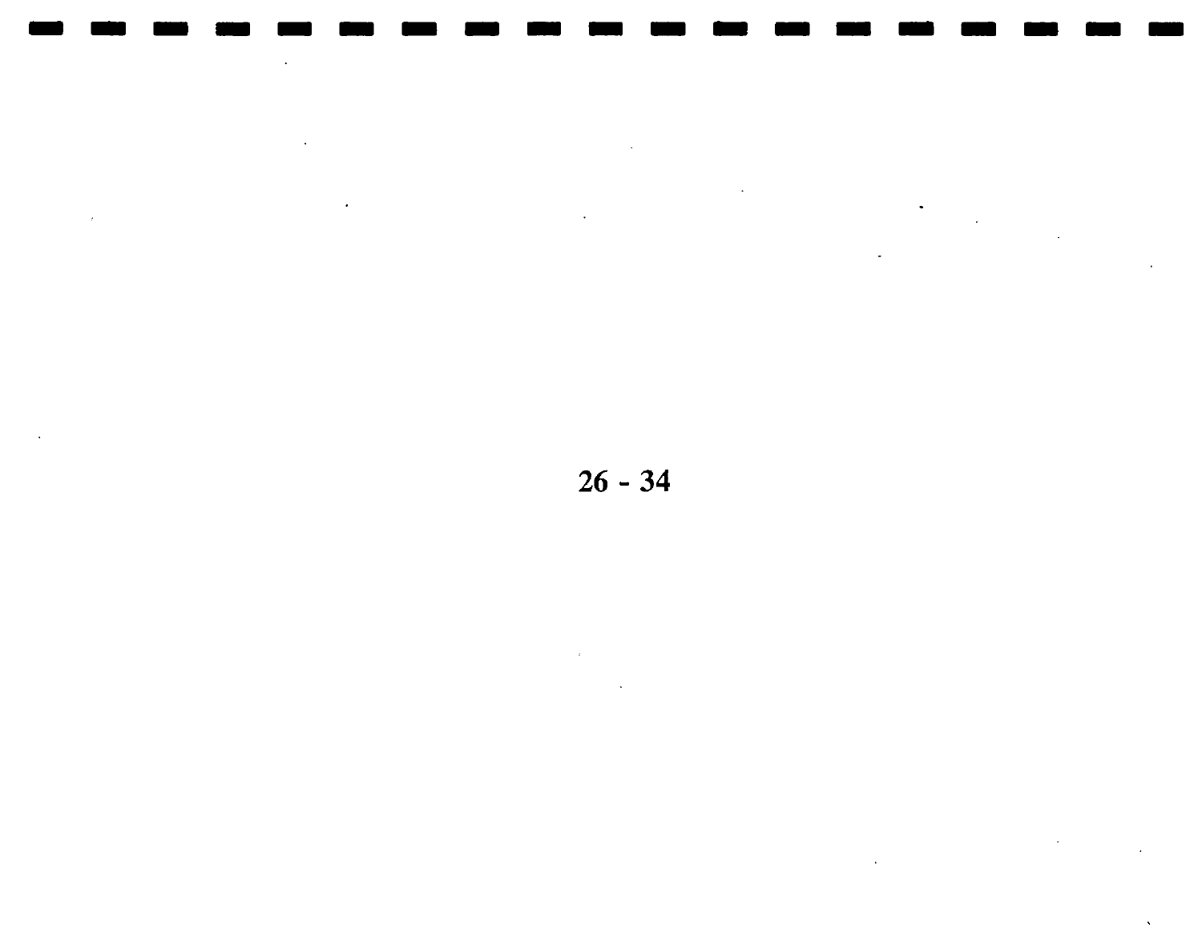26 - 34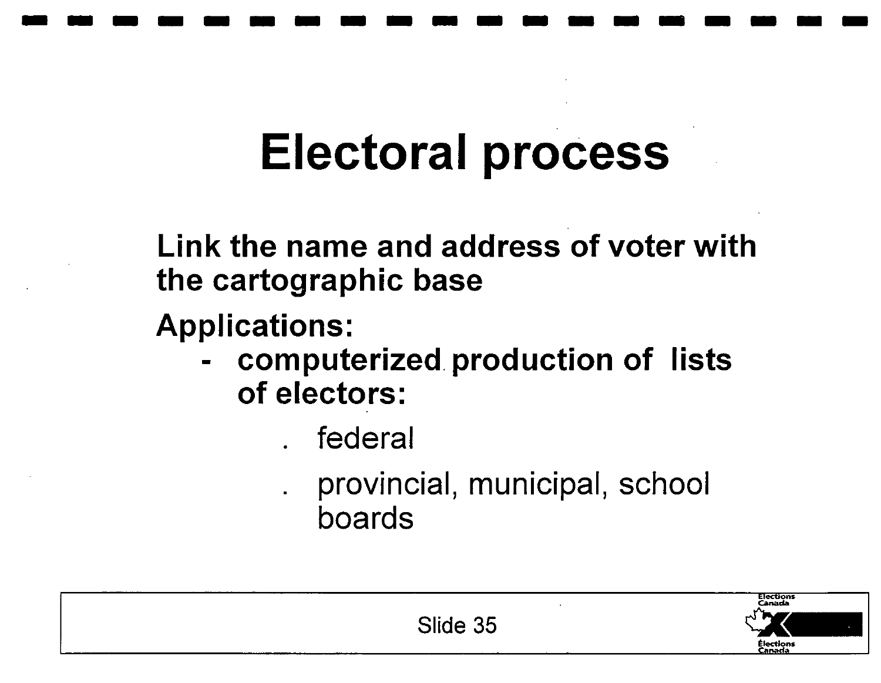# Electoral process

**Link the name and address of voter with the cartographic base**

**Applications:**

- **computerized production of lists of electors:**
  - federal
  - provincial, municipal, school boards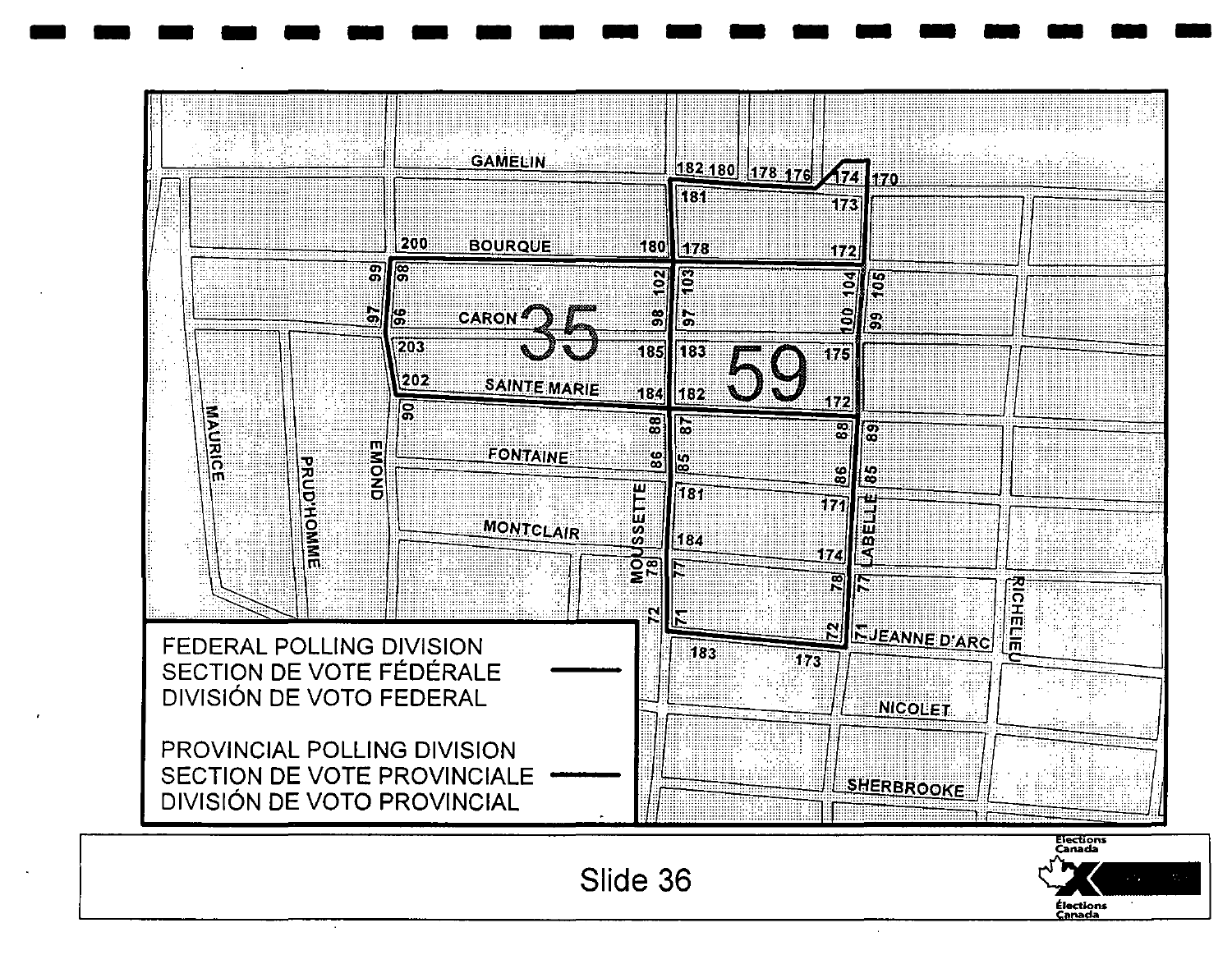FEDERAL POLLING DIVISION
SECTION DE VOTE FÉDÉRALE
DIVISIÓN DE VOTO FEDERAL

PROVINCIAL POLLING DIVISION
SECTION DE VOTE PROVINCIALE
DIVISIÓN DE VOTO PROVINCIAL

GAMELIN · BOURQUE · CARON · SAINTE MARIE · FONTAINE · MONTCLAIR · JEANNE D'ARC · NICOLET · SHERBROOKE · MAURICE · PRUD'HOMME · EMOND · MOUSSETTE · LABELLE · RICHELIEU

35

59

Slide 36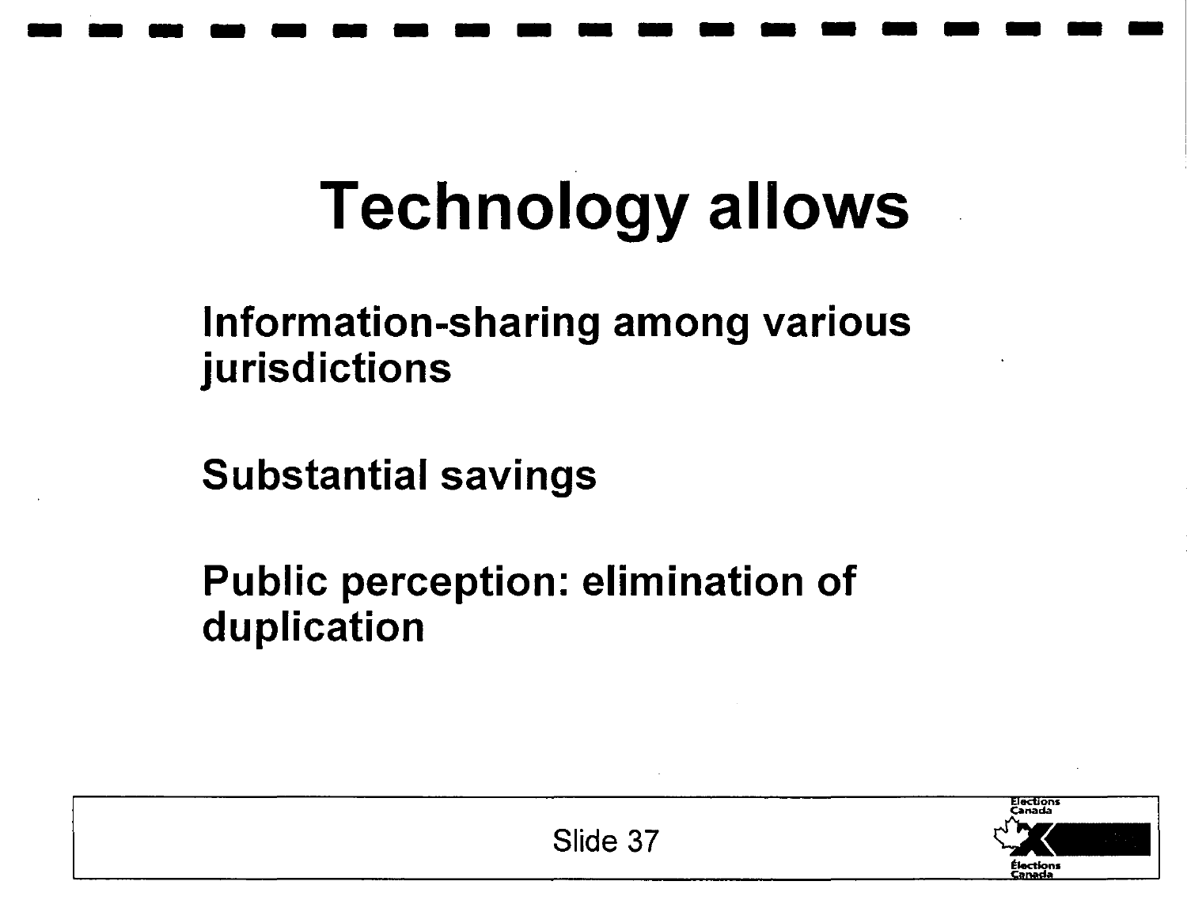# Technology allows

Information-sharing among various jurisdictions

Substantial savings

Public perception: elimination of duplication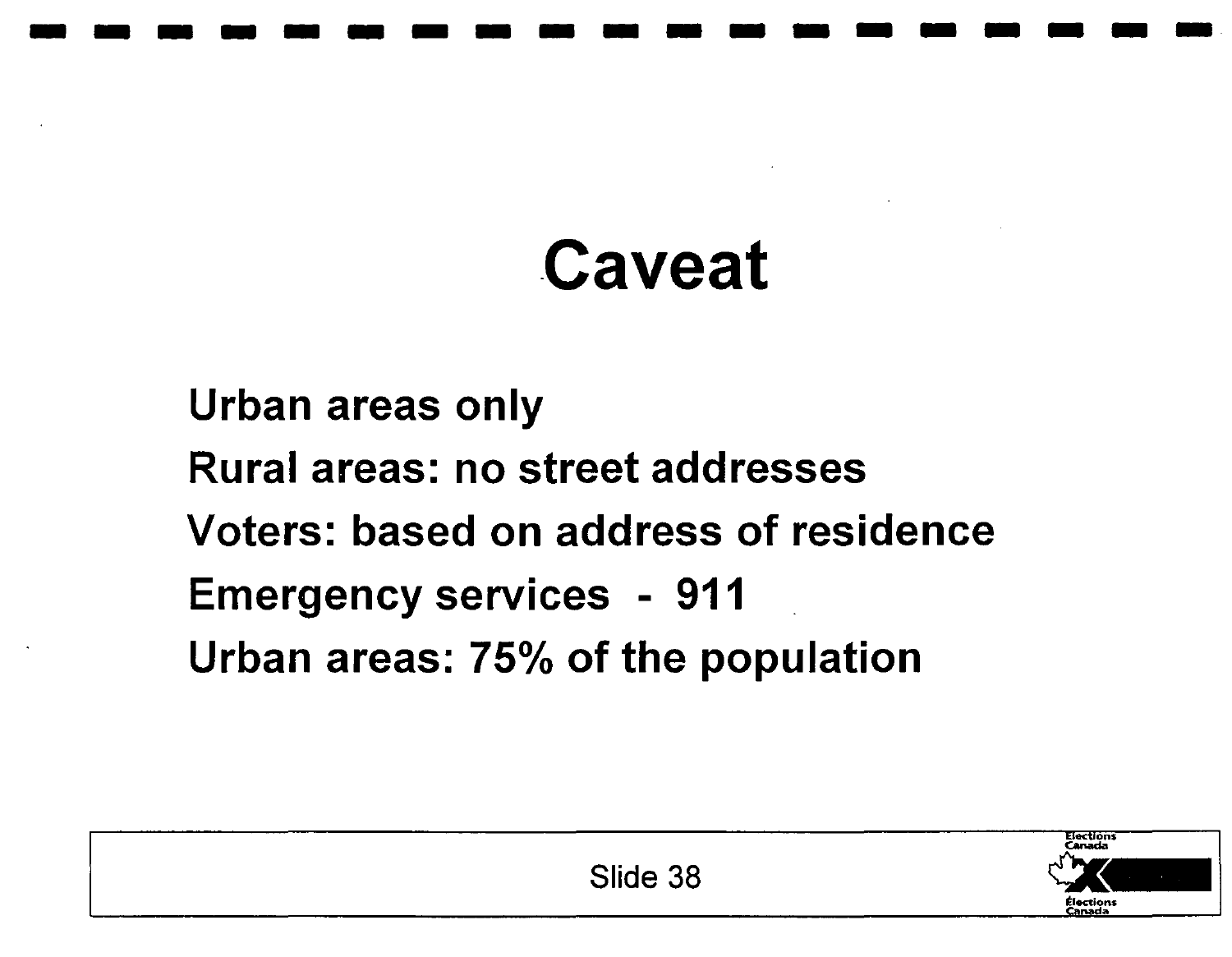# Caveat

Urban areas only

Rural areas: no street addresses

Voters: based on address of residence

Emergency services - 911

Urban areas: 75% of the population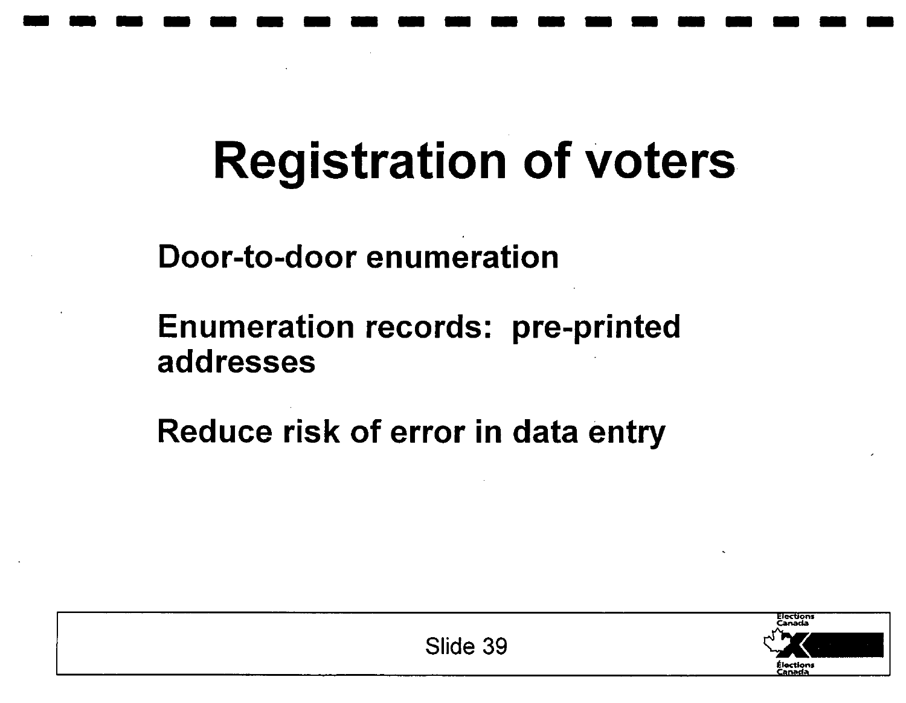# Registration of voters

Door-to-door enumeration

Enumeration records: pre-printed addresses

Reduce risk of error in data entry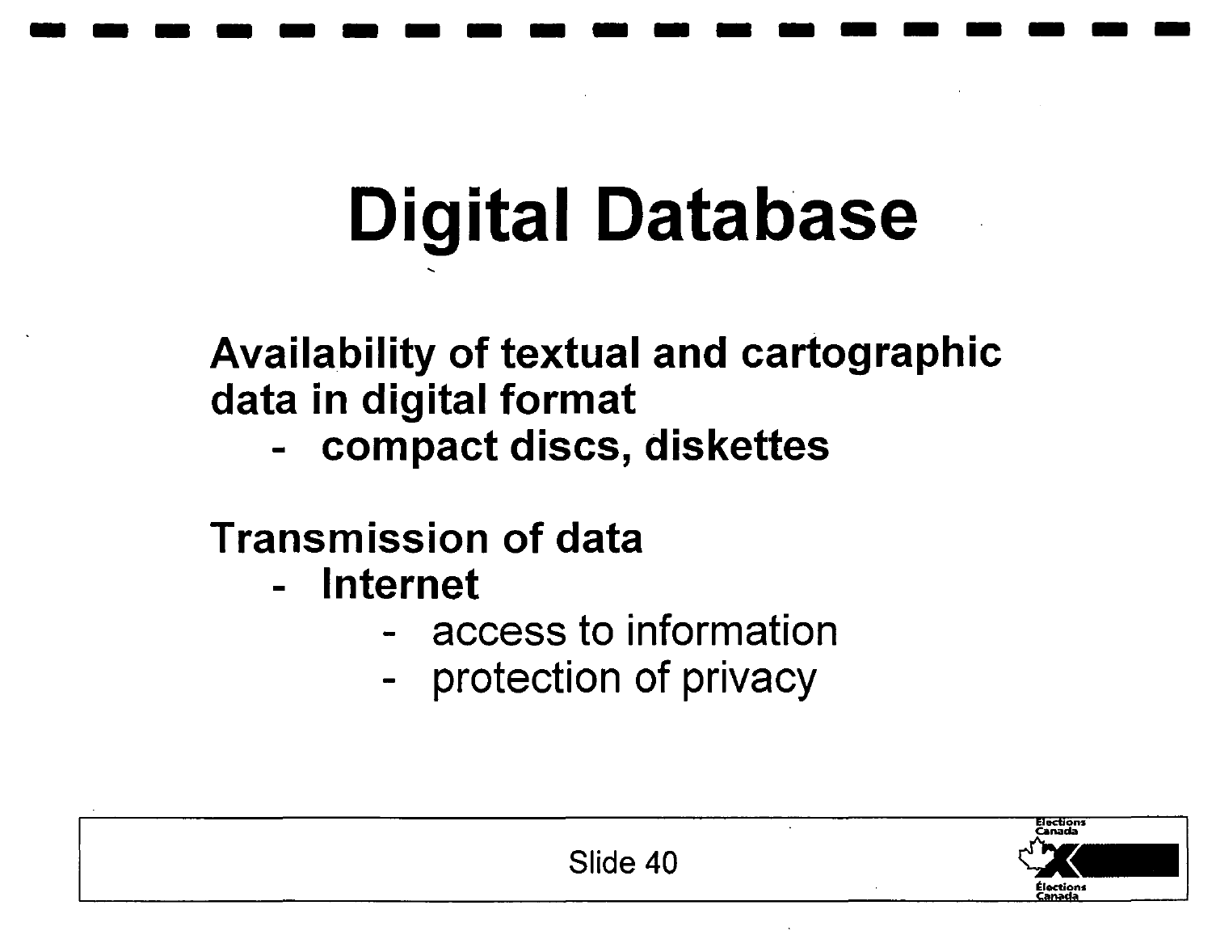# Digital Database

**Availability of textual and cartographic data in digital format**

- **compact discs, diskettes**

**Transmission of data**

- **Internet**
  - access to information
  - protection of privacy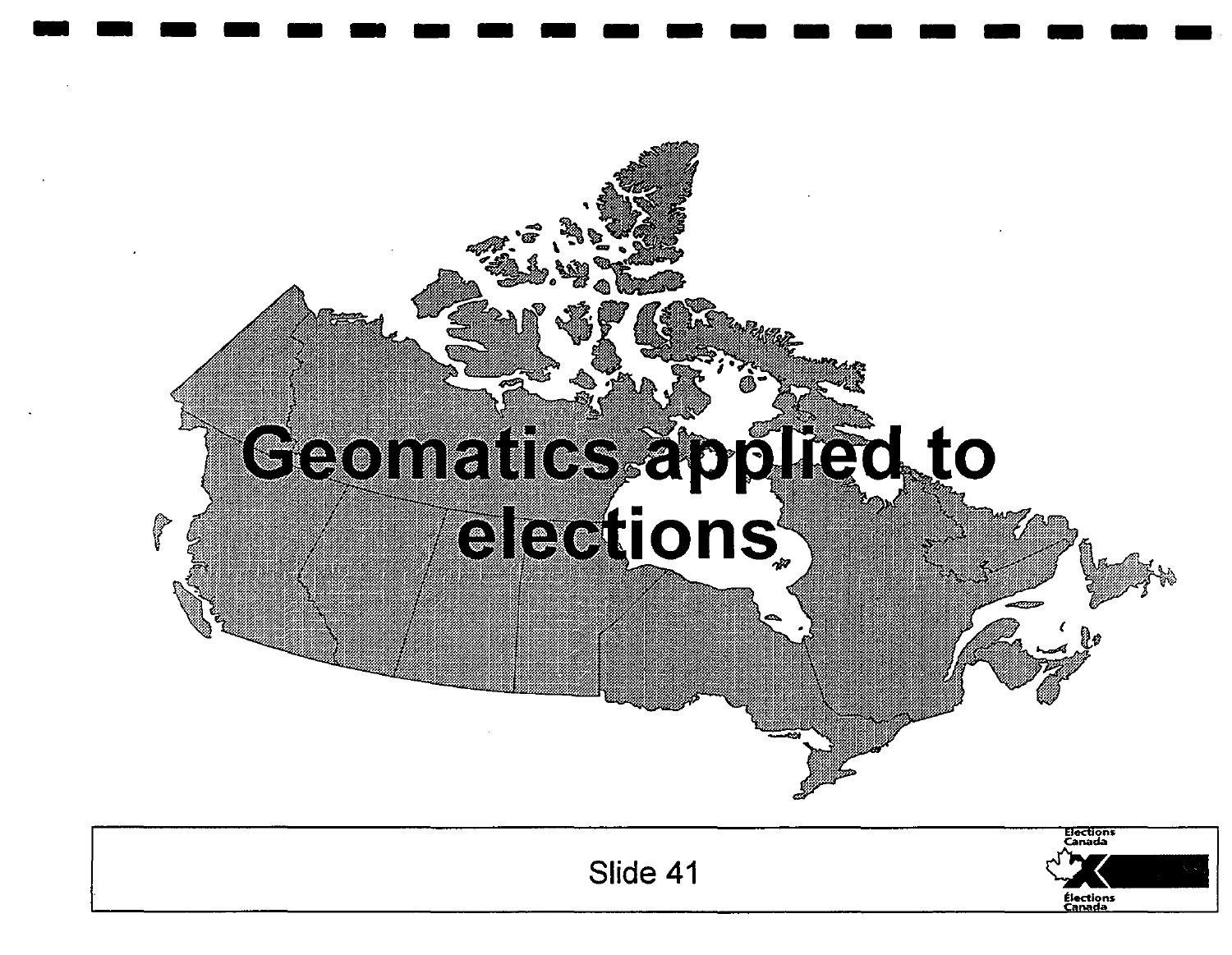# Geomatics applied to elections

Slide 41